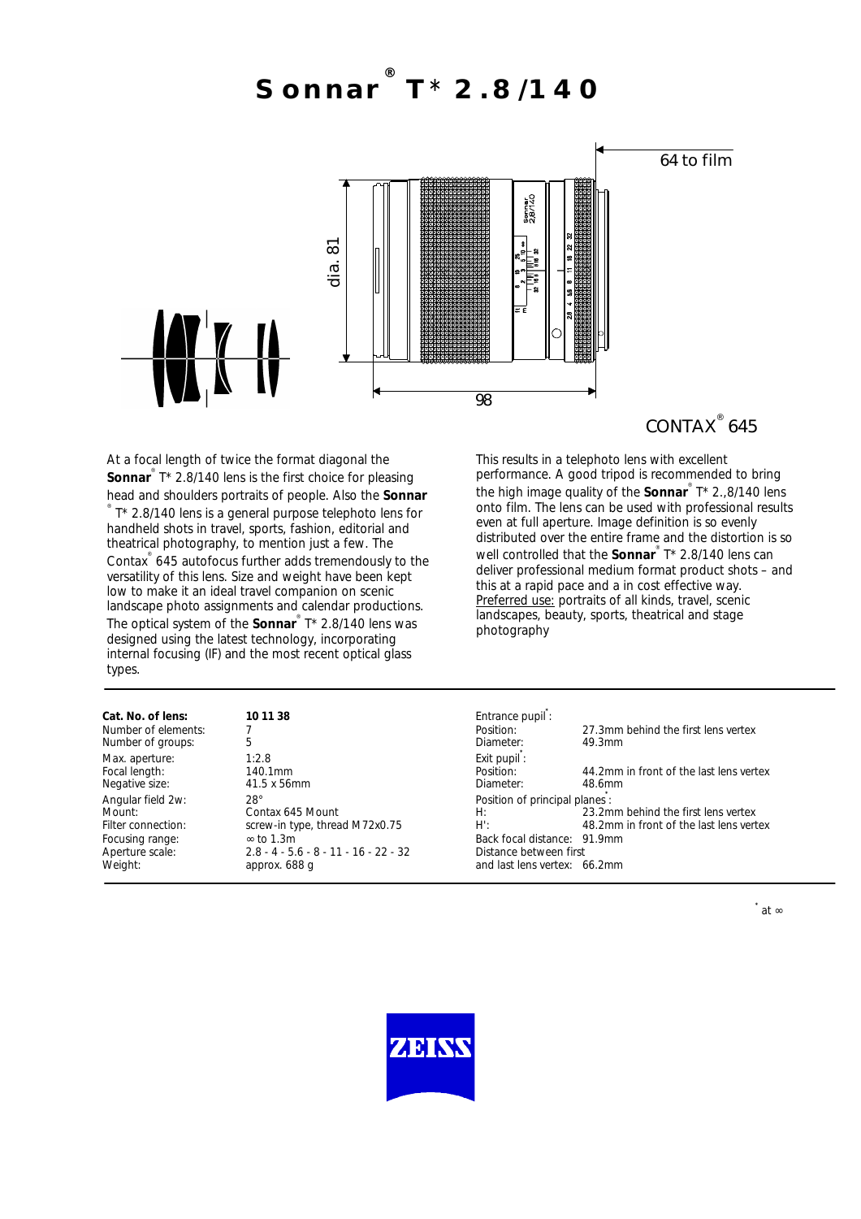# Sonnar® T* 2.8/140

64 to film

dia. 81

98

CONTAX® 645

At a focal length of twice the format diagonal the **Sonnar**® T* 2.8/140 lens is the first choice for pleasing head and shoulders portraits of people. Also the **Sonnar**® T* 2.8/140 lens is a general purpose telephoto lens for handheld shots in travel, sports, fashion, editorial and theatrical photography, to mention just a few. The Contax® 645 autofocus further adds tremendously to the versatility of this lens. Size and weight have been kept low to make it an ideal travel companion on scenic landscape photo assignments and calendar productions. The optical system of the **Sonnar**® T* 2.8/140 lens was designed using the latest technology, incorporating internal focusing (IF) and the most recent optical glass types.

This results in a telephoto lens with excellent performance. A good tripod is recommended to bring the high image quality of the **Sonnar**® T* 2.,8/140 lens onto film. The lens can be used with professional results even at full aperture. Image definition is so evenly distributed over the entire frame and the distortion is so well controlled that the **Sonnar**® T* 2.8/140 lens can deliver professional medium format product shots – and this at a rapid pace and a in cost effective way.
Preferred use: portraits of all kinds, travel, scenic landscapes, beauty, sports, theatrical and stage photography

| | |
|---|---|
| **Cat. No. of lens:** | **10 11 38** |
| Number of elements: | 7 |
| Number of groups: | 5 |
| Max. aperture: | 1:2.8 |
| Focal length: | 140.1mm |
| Negative size: | 41.5 x 56mm |
| Angular field 2w: | 28° |
| Mount: | Contax 645 Mount |
| Filter connection: | screw-in type, thread M72x0.75 |
| Focusing range: | ∞ to 1.3m |
| Aperture scale: | 2.8 - 4 - 5.6 - 8 - 11 - 16 - 22 - 32 |
| Weight: | approx. 688 g |

| | |
|---|---|
| Entrance pupil*: | |
| Position: | 27.3mm behind the first lens vertex |
| Diameter: | 49.3mm |
| Exit pupil*: | |
| Position: | 44.2mm in front of the last lens vertex |
| Diameter: | 48.6mm |
| Position of principal planes*: | |
| H: | 23.2mm behind the first lens vertex |
| H': | 48.2mm in front of the last lens vertex |
| Back focal distance: | 91.9mm |
| Distance between first and last lens vertex: | 66.2mm |

* at ∞

ZEISS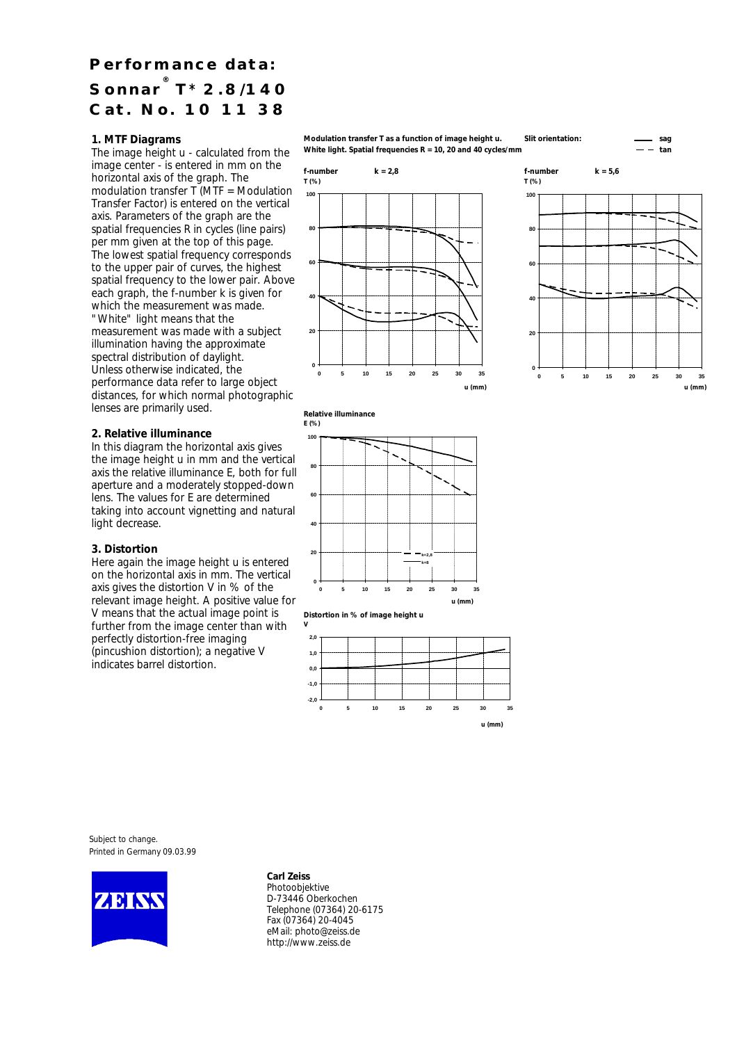# Performance data:

# Sonnar® T* 2.8/140

# Cat. No. 10 11 38

## 1. MTF Diagrams

The image height u - calculated from the image center - is entered in mm on the horizontal axis of the graph. The modulation transfer T (MTF = Modulation Transfer Factor) is entered on the vertical axis. Parameters of the graph are the spatial frequencies R in cycles (line pairs) per mm given at the top of this page. The lowest spatial frequency corresponds to the upper pair of curves, the highest spatial frequency to the lower pair. Above each graph, the f-number k is given for which the measurement was made. "White" light means that the measurement was made with a subject illumination having the approximate spectral distribution of daylight. Unless otherwise indicated, the performance data refer to large object distances, for which normal photographic lenses are primarily used.

**Modulation transfer T as a function of image height u.**
**White light. Spatial frequencies R = 10, 20 and 40 cycles/mm**

**Slit orientation:** sag / tan

f-number k = 2,8
T (%)
100
80
60
40
20
0
0 5 10 15 20 25 30 35
u (mm)

f-number k = 5,6
T (%)
100
80
60
40
20
0
0 5 10 15 20 25 30 35
u (mm)

## 2. Relative illuminance

In this diagram the horizontal axis gives the image height u in mm and the vertical axis the relative illuminance E, both for full aperture and a moderately stopped-down lens. The values for E are determined taking into account vignetting and natural light decrease.

**Relative illuminance**
E (%)
100
80
60
40
20
0
0 5 10 15 20 25 30 35
u (mm)
k=2,8
k=8

## 3. Distortion

Here again the image height u is entered on the horizontal axis in mm. The vertical axis gives the distortion V in % of the relevant image height. A positive value for V means that the actual image point is further from the image center than with perfectly distortion-free imaging (pincushion distortion); a negative V indicates barrel distortion.

**Distortion in % of image height u**
V
2,0
1,0
0,0
-1,0
-2,0
0 5 10 15 20 25 30 35
u (mm)

Subject to change.
Printed in Germany 09.03.99

ZEISS

**Carl Zeiss**
Photoobjektive
D-73446 Oberkochen
Telephone (07364) 20-6175
Fax (07364) 20-4045
eMail: photo@zeiss.de
http://www.zeiss.de